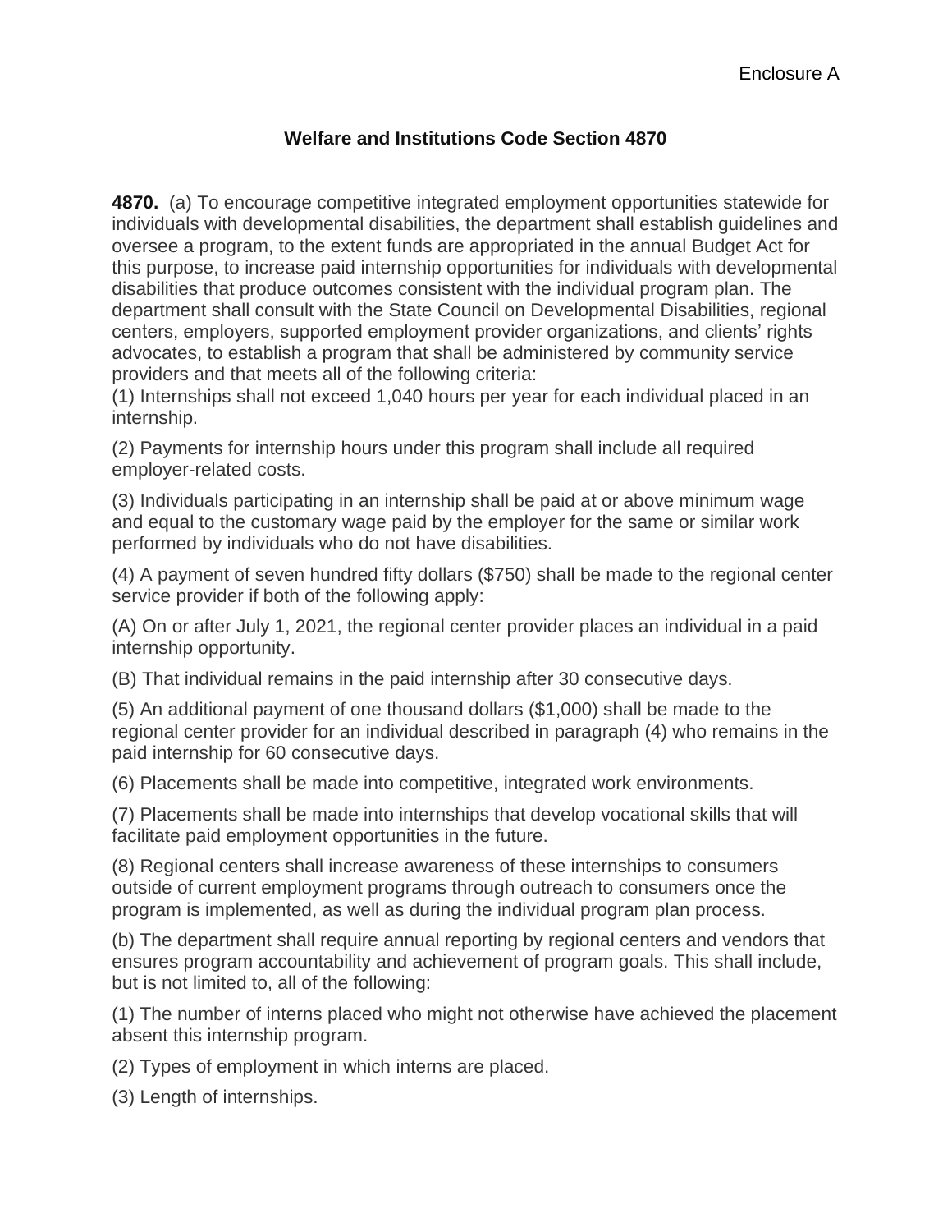Enclosure A

# Welfare and Institutions Code Section 4870

**4870.** (a) To encourage competitive integrated employment opportunities statewide for individuals with developmental disabilities, the department shall establish guidelines and oversee a program, to the extent funds are appropriated in the annual Budget Act for this purpose, to increase paid internship opportunities for individuals with developmental disabilities that produce outcomes consistent with the individual program plan. The department shall consult with the State Council on Developmental Disabilities, regional centers, employers, supported employment provider organizations, and clients' rights advocates, to establish a program that shall be administered by community service providers and that meets all of the following criteria:

(1) Internships shall not exceed 1,040 hours per year for each individual placed in an internship.

(2) Payments for internship hours under this program shall include all required employer-related costs.

(3) Individuals participating in an internship shall be paid at or above minimum wage and equal to the customary wage paid by the employer for the same or similar work performed by individuals who do not have disabilities.

(4) A payment of seven hundred fifty dollars ($750) shall be made to the regional center service provider if both of the following apply:

(A) On or after July 1, 2021, the regional center provider places an individual in a paid internship opportunity.

(B) That individual remains in the paid internship after 30 consecutive days.

(5) An additional payment of one thousand dollars ($1,000) shall be made to the regional center provider for an individual described in paragraph (4) who remains in the paid internship for 60 consecutive days.

(6) Placements shall be made into competitive, integrated work environments.

(7) Placements shall be made into internships that develop vocational skills that will facilitate paid employment opportunities in the future.

(8) Regional centers shall increase awareness of these internships to consumers outside of current employment programs through outreach to consumers once the program is implemented, as well as during the individual program plan process.

(b) The department shall require annual reporting by regional centers and vendors that ensures program accountability and achievement of program goals. This shall include, but is not limited to, all of the following:

(1) The number of interns placed who might not otherwise have achieved the placement absent this internship program.

(2) Types of employment in which interns are placed.

(3) Length of internships.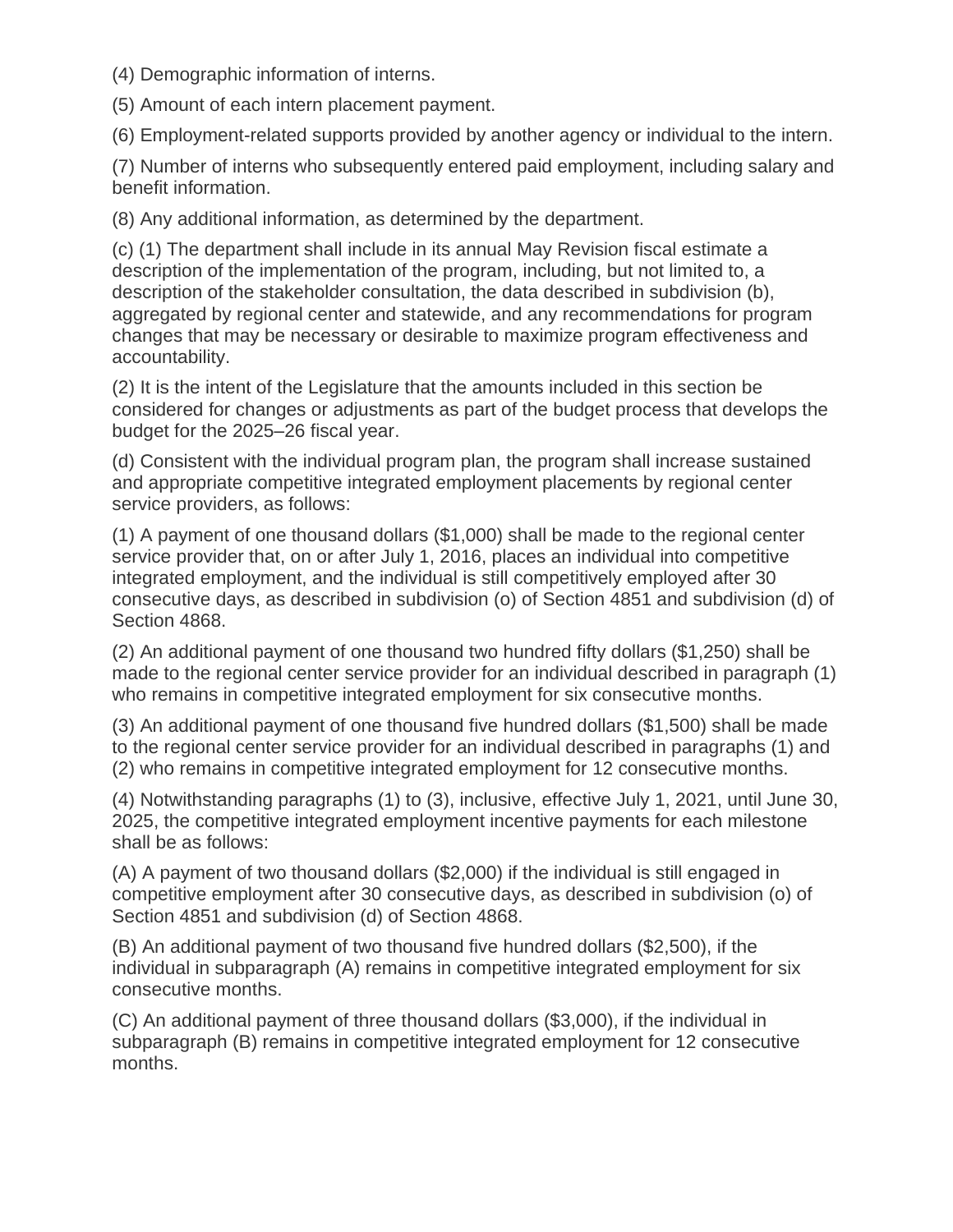(4) Demographic information of interns.

(5) Amount of each intern placement payment.

(6) Employment-related supports provided by another agency or individual to the intern.

(7) Number of interns who subsequently entered paid employment, including salary and benefit information.

(8) Any additional information, as determined by the department.

(c) (1) The department shall include in its annual May Revision fiscal estimate a description of the implementation of the program, including, but not limited to, a description of the stakeholder consultation, the data described in subdivision (b), aggregated by regional center and statewide, and any recommendations for program changes that may be necessary or desirable to maximize program effectiveness and accountability.

(2) It is the intent of the Legislature that the amounts included in this section be considered for changes or adjustments as part of the budget process that develops the budget for the 2025–26 fiscal year.

(d) Consistent with the individual program plan, the program shall increase sustained and appropriate competitive integrated employment placements by regional center service providers, as follows:

(1) A payment of one thousand dollars ($1,000) shall be made to the regional center service provider that, on or after July 1, 2016, places an individual into competitive integrated employment, and the individual is still competitively employed after 30 consecutive days, as described in subdivision (o) of Section 4851 and subdivision (d) of Section 4868.

(2) An additional payment of one thousand two hundred fifty dollars ($1,250) shall be made to the regional center service provider for an individual described in paragraph (1) who remains in competitive integrated employment for six consecutive months.

(3) An additional payment of one thousand five hundred dollars ($1,500) shall be made to the regional center service provider for an individual described in paragraphs (1) and (2) who remains in competitive integrated employment for 12 consecutive months.

(4) Notwithstanding paragraphs (1) to (3), inclusive, effective July 1, 2021, until June 30, 2025, the competitive integrated employment incentive payments for each milestone shall be as follows:

(A) A payment of two thousand dollars ($2,000) if the individual is still engaged in competitive employment after 30 consecutive days, as described in subdivision (o) of Section 4851 and subdivision (d) of Section 4868.

(B) An additional payment of two thousand five hundred dollars ($2,500), if the individual in subparagraph (A) remains in competitive integrated employment for six consecutive months.

(C) An additional payment of three thousand dollars ($3,000), if the individual in subparagraph (B) remains in competitive integrated employment for 12 consecutive months.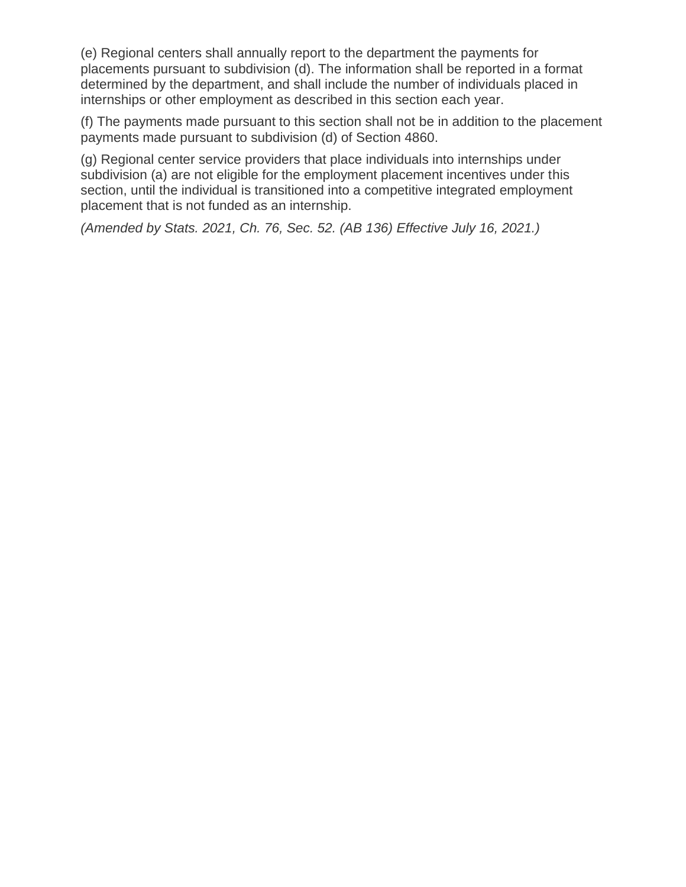(e) Regional centers shall annually report to the department the payments for placements pursuant to subdivision (d). The information shall be reported in a format determined by the department, and shall include the number of individuals placed in internships or other employment as described in this section each year.

(f) The payments made pursuant to this section shall not be in addition to the placement payments made pursuant to subdivision (d) of Section 4860.

(g) Regional center service providers that place individuals into internships under subdivision (a) are not eligible for the employment placement incentives under this section, until the individual is transitioned into a competitive integrated employment placement that is not funded as an internship.

*(Amended by Stats. 2021, Ch. 76, Sec. 52. (AB 136) Effective July 16, 2021.)*